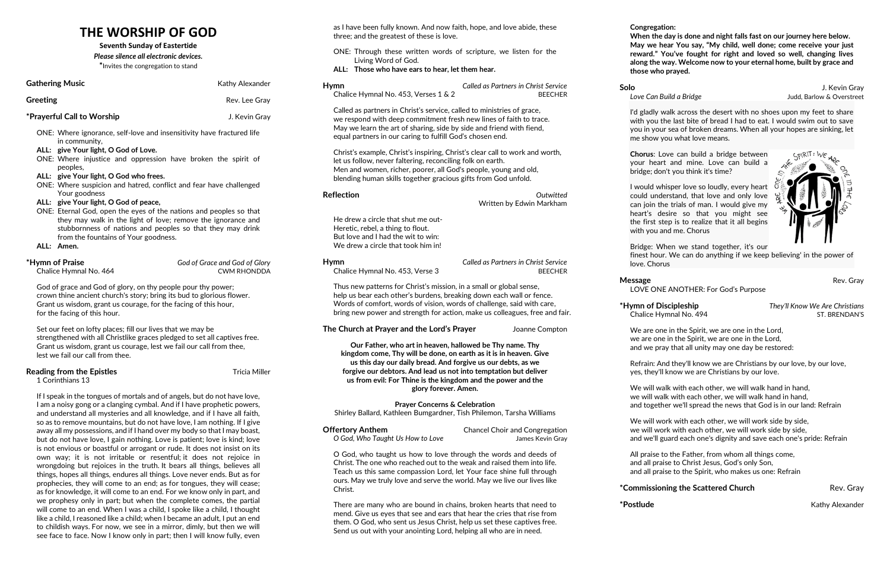# THE WORSHIP OF GOD

**Seventh Sunday of Eastertide**

***Please silence all electronic devices.***

*Invites the congregation to stand

**Gathering Music** — Kathy Alexander

**Greeting** — Rev. Lee Gray

**\*Prayerful Call to Worship** — J. Kevin Gray

ONE: Where ignorance, self-love and insensitivity have fractured life in community,

**ALL: give Your light, O God of Love.**

ONE: Where injustice and oppression have broken the spirit of peoples,

**ALL: give Your light, O God who frees.**

ONE: Where suspicion and hatred, conflict and fear have challenged Your goodness

**ALL: give Your light, O God of peace,**

ONE: Eternal God, open the eyes of the nations and peoples so that they may walk in the light of love; remove the ignorance and stubbornness of nations and peoples so that they may drink from the fountains of Your goodness.

**ALL: Amen.**

**\*Hymn of Praise** — *God of Grace and God of Glory*
Chalice Hymnal No. 464 — CWM RHONDDA

God of grace and God of glory, on thy people pour thy power;
crown thine ancient church's story; bring its bud to glorious flower.
Grant us wisdom, grant us courage, for the facing of this hour,
for the facing of this hour.

Set our feet on lofty places; fill our lives that we may be
strengthened with all Christlike graces pledged to set all captives free.
Grant us wisdom, grant us courage, lest we fail our call from thee,
lest we fail our call from thee.

**Reading from the Epistles** — Tricia Miller
1 Corinthians 13

If I speak in the tongues of mortals and of angels, but do not have love, I am a noisy gong or a clanging cymbal. And if I have prophetic powers, and understand all mysteries and all knowledge, and if I have all faith, so as to remove mountains, but do not have love, I am nothing. If I give away all my possessions, and if I hand over my body so that I may boast, but do not have love, I gain nothing. Love is patient; love is kind; love is not envious or boastful or arrogant or rude. It does not insist on its own way; it is not irritable or resentful; it does not rejoice in wrongdoing but rejoices in the truth. It bears all things, believes all things, hopes all things, endures all things. Love never ends. But as for prophecies, they will come to an end; as for tongues, they will cease; as for knowledge, it will come to an end. For we know only in part, and we prophesy only in part; but when the complete comes, the partial will come to an end. When I was a child, I spoke like a child, I thought like a child, I reasoned like a child; when I became an adult, I put an end to childish ways. For now, we see in a mirror, dimly, but then we will see face to face. Now I know only in part; then I will know fully, even as I have been fully known. And now faith, hope, and love abide, these three; and the greatest of these is love.

ONE: Through these written words of scripture, we listen for the Living Word of God.

**ALL: Those who have ears to hear, let them hear.**

**Hymn** — *Called as Partners in Christ Service*
Chalice Hymnal No. 453, Verses 1 & 2 — BEECHER

Called as partners in Christ's service, called to ministries of grace,
we respond with deep commitment fresh new lines of faith to trace.
May we learn the art of sharing, side by side and friend with fiend,
equal partners in our caring to fulfill God's chosen end.

Christ's example, Christ's inspiring, Christ's clear call to work and worth,
let us follow, never faltering, reconciling folk on earth.
Men and women, richer, poorer, all God's people, young and old,
blending human skills together gracious gifts from God unfold.

**Reflection** — *Outwitted*
Written by Edwin Markham

He drew a circle that shut me out-
Heretic, rebel, a thing to flout.
But love and I had the wit to win:
We drew a circle that took him in!

**Hymn** — *Called as Partners in Christ Service*
Chalice Hymnal No. 453, Verse 3 — BEECHER

Thus new patterns for Christ's mission, in a small or global sense,
help us bear each other's burdens, breaking down each wall or fence.
Words of comfort, words of vision, words of challenge, said with care,
bring new power and strength for action, make us colleagues, free and fair.

**The Church at Prayer and the Lord's Prayer** — Joanne Compton

**Our Father, who art in heaven, hallowed be Thy name. Thy kingdom come, Thy will be done, on earth as it is in heaven. Give us this day our daily bread. And forgive us our debts, as we forgive our debtors. And lead us not into temptation but deliver us from evil: For Thine is the kingdom and the power and the glory forever. Amen.**

**Prayer Concerns & Celebration**
Shirley Ballard, Kathleen Bumgardner, Tish Philemon, Tarsha Williams

**Offertory Anthem** — Chancel Choir and Congregation
*O God, Who Taught Us How to Love* — James Kevin Gray

O God, who taught us how to love through the words and deeds of Christ. The one who reached out to the weak and raised them into life. Teach us this same compassion Lord, let Your face shine full through ours. May we truly love and serve the world. May we live our lives like Christ.

There are many who are bound in chains, broken hearts that need to mend. Give us eyes that see and ears that hear the cries that rise from them. O God, who sent us Jesus Christ, help us set these captives free. Send us out with your anointing Lord, helping all who are in need.

**Congregation:**
**When the day is done and night falls fast on our journey here below. May we hear You say, "My child, well done; come receive your just reward." You've fought for right and loved so well, changing lives along the way. Welcome now to your eternal home, built by grace and those who prayed.**

**Solo** — J. Kevin Gray
*Love Can Build a Bridge* — Judd, Barlow & Overstreet

I'd gladly walk across the desert with no shoes upon my feet to share with you the last bite of bread I had to eat. I would swim out to save you in your sea of broken dreams. When all your hopes are sinking, let me show you what love means.

**Chorus**: Love can build a bridge between your heart and mine. Love can build a bridge; don't you think it's time?

I would whisper love so loudly, every heart could understand, that love and only love can join the trials of man. I would give my heart's desire so that you might see the first step is to realize that it all begins with you and me. Chorus

Bridge: When we stand together, it's our finest hour. We can do anything if we keep believing' in the power of love. Chorus

**Message** — Rev. Gray
LOVE ONE ANOTHER: For God's Purpose

**\*Hymn of Discipleship** — *They'll Know We Are Christians*
Chalice Hymnal No. 494 — ST. BRENDAN'S

We are one in the Spirit, we are one in the Lord,
we are one in the Spirit, we are one in the Lord,
and we pray that all unity may one day be restored:

Refrain: And they'll know we are Christians by our love, by our love,
yes, they'll know we are Christians by our love.

We will walk with each other, we will walk hand in hand,
we will walk with each other, we will walk hand in hand,
and together we'll spread the news that God is in our land: Refrain

We will work with each other, we will work side by side,
we will work with each other, we will work side by side,
and we'll guard each one's dignity and save each one's pride: Refrain

All praise to the Father, from whom all things come,
and all praise to Christ Jesus, God's only Son,
and all praise to the Spirit, who makes us one: Refrain

**\*Commissioning the Scattered Church** — Rev. Gray

**\*Postlude** — Kathy Alexander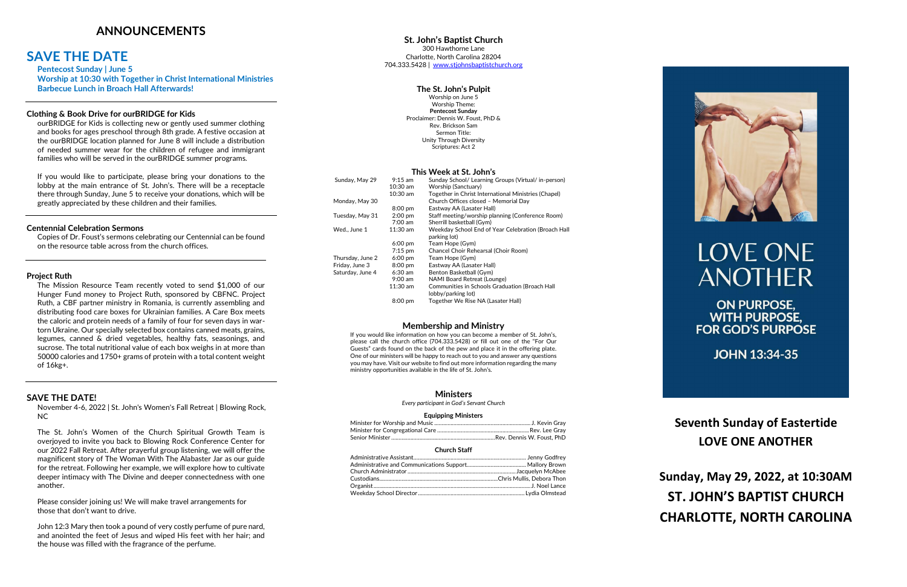# ANNOUNCEMENTS

## SAVE THE DATE

**Pentecost Sunday | June 5**
**Worship at 10:30 with Together in Christ International Ministries**
**Barbecue Lunch in Broach Hall Afterwards!**

### Clothing & Book Drive for ourBRIDGE for Kids

ourBRIDGE for Kids is collecting new or gently used summer clothing and books for ages preschool through 8th grade. A festive occasion at the ourBRIDGE location planned for June 8 will include a distribution of needed summer wear for the children of refugee and immigrant families who will be served in the ourBRIDGE summer programs.

If you would like to participate, please bring your donations to the lobby at the main entrance of St. John's. There will be a receptacle there through Sunday, June 5 to receive your donations, which will be greatly appreciated by these children and their families.

### Centennial Celebration Sermons

Copies of Dr. Foust's sermons celebrating our Centennial can be found on the resource table across from the church offices.

### Project Ruth

The Mission Resource Team recently voted to send $1,000 of our Hunger Fund money to Project Ruth, sponsored by CBFNC. Project Ruth, a CBF partner ministry in Romania, is currently assembling and distributing food care boxes for Ukrainian families. A Care Box meets the caloric and protein needs of a family of four for seven days in war-torn Ukraine. Our specially selected box contains canned meats, grains, legumes, canned & dried vegetables, healthy fats, seasonings, and sucrose. The total nutritional value of each box weighs in at more than 50000 calories and 1750+ grams of protein with a total content weight of 16kg+.

### SAVE THE DATE!

November 4-6, 2022 | St. John's Women's Fall Retreat | Blowing Rock, NC

The St. John's Women of the Church Spiritual Growth Team is overjoyed to invite you back to Blowing Rock Conference Center for our 2022 Fall Retreat. After prayerful group listening, we will offer the magnificent story of The Woman With The Alabaster Jar as our guide for the retreat. Following her example, we will explore how to cultivate deeper intimacy with The Divine and deeper connectedness with one another.

Please consider joining us! We will make travel arrangements for those that don't want to drive.

John 12:3 Mary then took a pound of very costly perfume of pure nard, and anointed the feet of Jesus and wiped His feet with her hair; and the house was filled with the fragrance of the perfume.

## St. John's Baptist Church

300 Hawthorne Lane
Charlotte, North Carolina 28204
704.333.5428 | www.stjohnsbaptistchurch.org

### The St. John's Pulpit

Worship on June 5
Worship Theme:
**Pentecost Sunday**
Proclaimer: Dennis W. Foust, PhD &
Rev. Brickson Sam
Sermon Title:
Unity Through Diversity
Scriptures: Act 2

### This Week at St. John's

| | | |
|---|---|---|
| Sunday, May 29 | 9:15 am | Sunday School/ Learning Groups (Virtual/ in-person) |
| | 10:30 am | Worship (Sanctuary) |
| | 10:30 am | Together in Christ International Ministries (Chapel) |
| Monday, May 30 | | Church Offices closed – Memorial Day |
| | 8:00 pm | Eastway AA (Lasater Hall) |
| Tuesday, May 31 | 2:00 pm | Staff meeting/worship planning (Conference Room) |
| | 7:00 am | Sherrill basketball (Gym) |
| Wed., June 1 | 11:30 am | Weekday School End of Year Celebration (Broach Hall parking lot) |
| | 6:00 pm | Team Hope (Gym) |
| | 7:15 pm | Chancel Choir Rehearsal (Choir Room) |
| Thursday, June 2 | 6:00 pm | Team Hope (Gym) |
| Friday, June 3 | 8:00 pm | Eastway AA (Lasater Hall) |
| Saturday, June 4 | 6:30 am | Benton Basketball (Gym) |
| | 9:00 am | NAMI Board Retreat (Lounge) |
| | 11:30 am | Communities in Schools Graduation (Broach Hall lobby/parking lot) |
| | 8:00 pm | Together We Rise NA (Lasater Hall) |

### Membership and Ministry

If you would like information on how you can become a member of St. John's, please call the church office (704.333.5428) or fill out one of the "For Our Guests" cards found on the back of the pew and place it in the offering plate. One of our ministers will be happy to reach out to you and answer any questions you may have. Visit our website to find out more information regarding the many ministry opportunities available in the life of St. John's.

### Ministers

*Every participant in God's Servant Church*

**Equipping Ministers**

Minister for Worship and Music .......... J. Kevin Gray
Minister for Congregational Care .......... Rev. Lee Gray
Senior Minister .......... Rev. Dennis W. Foust, PhD

**Church Staff**

Administrative Assistant .......... Jenny Godfrey
Administrative and Communications Support .......... Mallory Brown
Church Administrator .......... Jacquelyn McAbee
Custodians .......... Chris Mullis, Debora Thon
Organist .......... J. Noel Lance
Weekday School Director .......... Lydia Olmstead

# LOVE ONE ANOTHER

**ON PURPOSE, WITH PURPOSE, FOR GOD'S PURPOSE**

**JOHN 13:34-35**

## Seventh Sunday of Eastertide
## LOVE ONE ANOTHER

## Sunday, May 29, 2022, at 10:30AM
## ST. JOHN'S BAPTIST CHURCH
## CHARLOTTE, NORTH CAROLINA